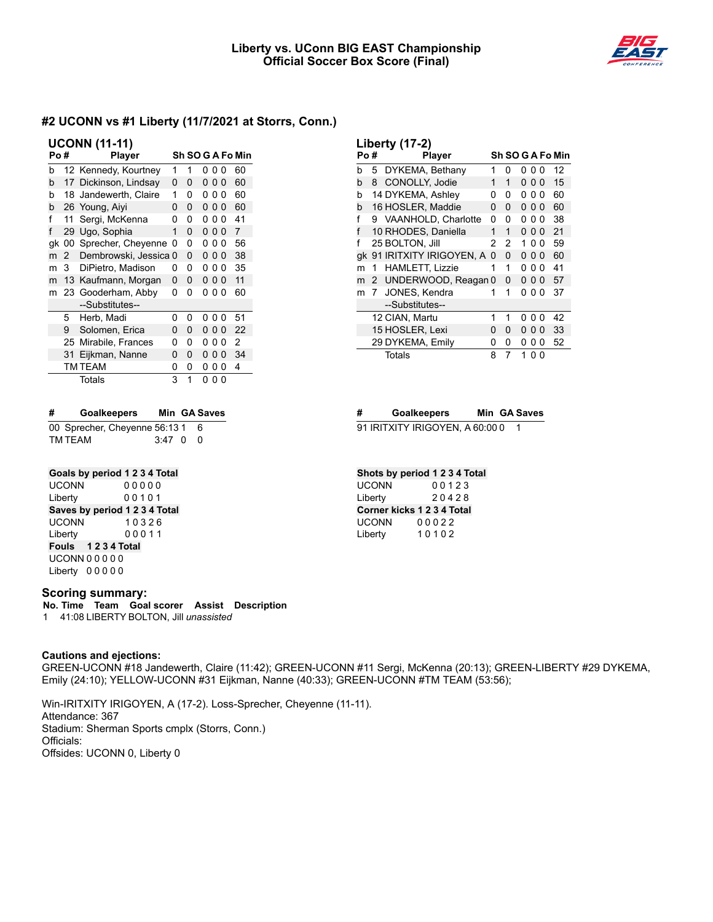# Liberty vs. UConn BIG EAST Championship
# Official Soccer Box Score (Final)

## #2 UCONN vs #1 Liberty (11/7/2021 at Storrs, Conn.)

### UCONN (11-11)

| Po | # | Player | Sh | SO | G | A | Fo | Min |
|---|---|---|---|---|---|---|---|---|
| b | 12 | Kennedy, Kourtney | 1 | 1 | 0 | 0 | 0 | 60 |
| b | 17 | Dickinson, Lindsay | 0 | 0 | 0 | 0 | 0 | 60 |
| b | 18 | Jandewerth, Claire | 1 | 0 | 0 | 0 | 0 | 60 |
| b | 26 | Young, Aiyi | 0 | 0 | 0 | 0 | 0 | 60 |
| f | 11 | Sergi, McKenna | 0 | 0 | 0 | 0 | 0 | 41 |
| f | 29 | Ugo, Sophia | 1 | 0 | 0 | 0 | 0 | 7 |
| gk | 00 | Sprecher, Cheyenne | 0 | 0 | 0 | 0 | 0 | 56 |
| m | 2 | Dembrowski, Jessica | 0 | 0 | 0 | 0 | 0 | 38 |
| m | 3 | DiPietro, Madison | 0 | 0 | 0 | 0 | 0 | 35 |
| m | 13 | Kaufmann, Morgan | 0 | 0 | 0 | 0 | 0 | 11 |
| m | 23 | Gooderham, Abby | 0 | 0 | 0 | 0 | 0 | 60 |
| | | --Substitutes-- | | | | | | |
| | 5 | Herb, Madi | 0 | 0 | 0 | 0 | 0 | 51 |
| | 9 | Solomen, Erica | 0 | 0 | 0 | 0 | 0 | 22 |
| | 25 | Mirabile, Frances | 0 | 0 | 0 | 0 | 0 | 2 |
| | 31 | Eijkman, Nanne | 0 | 0 | 0 | 0 | 0 | 34 |
| | TM | TEAM | 0 | 0 | 0 | 0 | 0 | 4 |
| | | Totals | 3 | 1 | 0 | 0 | 0 | |

### Liberty (17-2)

| Po | # | Player | Sh | SO | G | A | Fo | Min |
|---|---|---|---|---|---|---|---|---|
| b | 5 | DYKEMA, Bethany | 1 | 0 | 0 | 0 | 0 | 12 |
| b | 8 | CONOLLY, Jodie | 1 | 1 | 0 | 0 | 0 | 15 |
| b | 14 | DYKEMA, Ashley | 0 | 0 | 0 | 0 | 0 | 60 |
| b | 16 | HOSLER, Maddie | 0 | 0 | 0 | 0 | 0 | 60 |
| f | 9 | VAANHOLD, Charlotte | 0 | 0 | 0 | 0 | 0 | 38 |
| f | 10 | RHODES, Daniella | 1 | 1 | 0 | 0 | 0 | 21 |
| f | 25 | BOLTON, Jill | 2 | 2 | 1 | 0 | 0 | 59 |
| gk | 91 | IRITXITY IRIGOYEN, A | 0 | 0 | 0 | 0 | 0 | 60 |
| m | 1 | HAMLETT, Lizzie | 1 | 1 | 0 | 0 | 0 | 41 |
| m | 2 | UNDERWOOD, Reagan | 0 | 0 | 0 | 0 | 0 | 57 |
| m | 7 | JONES, Kendra | 1 | 1 | 0 | 0 | 0 | 37 |
| | | --Substitutes-- | | | | | | |
| | 12 | CIAN, Martu | 1 | 1 | 0 | 0 | 0 | 42 |
| | 15 | HOSLER, Lexi | 0 | 0 | 0 | 0 | 0 | 33 |
| | 29 | DYKEMA, Emily | 0 | 0 | 0 | 0 | 0 | 52 |
| | | Totals | 8 | 7 | 1 | 0 | 0 | |

| # | Goalkeepers | Min | GA | Saves |
|---|---|---|---|---|
| 00 | Sprecher, Cheyenne | 56:13 | 1 | 6 |
| TM | TEAM | 3:47 | 0 | 0 |

| # | Goalkeepers | Min | GA | Saves |
|---|---|---|---|---|
| 91 | IRITXITY IRIGOYEN, A | 60:00 | 0 | 1 |

| Goals by period | 1 | 2 | 3 | 4 | Total |
|---|---|---|---|---|---|
| UCONN | 0 | 0 | 0 | 0 | 0 |
| Liberty | 0 | 0 | 1 | 0 | 1 |

| Saves by period | 1 | 2 | 3 | 4 | Total |
|---|---|---|---|---|---|
| UCONN | 1 | 0 | 3 | 2 | 6 |
| Liberty | 0 | 0 | 0 | 1 | 1 |

| Fouls | 1 | 2 | 3 | 4 | Total |
|---|---|---|---|---|---|
| UCONN | 0 | 0 | 0 | 0 | 0 |
| Liberty | 0 | 0 | 0 | 0 | 0 |

| Shots by period | 1 | 2 | 3 | 4 | Total |
|---|---|---|---|---|---|
| UCONN | 0 | 0 | 1 | 2 | 3 |
| Liberty | 2 | 0 | 4 | 2 | 8 |

| Corner kicks | 1 | 2 | 3 | 4 | Total |
|---|---|---|---|---|---|
| UCONN | 0 | 0 | 0 | 2 | 2 |
| Liberty | 1 | 0 | 1 | 0 | 2 |

### Scoring summary:

| No. | Time | Team | Goal scorer | Assist | Description |
|---|---|---|---|---|---|
| 1 | 41:08 | LIBERTY | BOLTON, Jill | *unassisted* | |

### Cautions and ejections:

GREEN-UCONN #18 Jandewerth, Claire (11:42); GREEN-UCONN #11 Sergi, McKenna (20:13); GREEN-LIBERTY #29 DYKEMA, Emily (24:10); YELLOW-UCONN #31 Eijkman, Nanne (40:33); GREEN-UCONN #TM TEAM (53:56);

Win-IRITXITY IRIGOYEN, A (17-2). Loss-Sprecher, Cheyenne (11-11).
Attendance: 367
Stadium: Sherman Sports cmplx (Storrs, Conn.)
Officials:
Offsides: UCONN 0, Liberty 0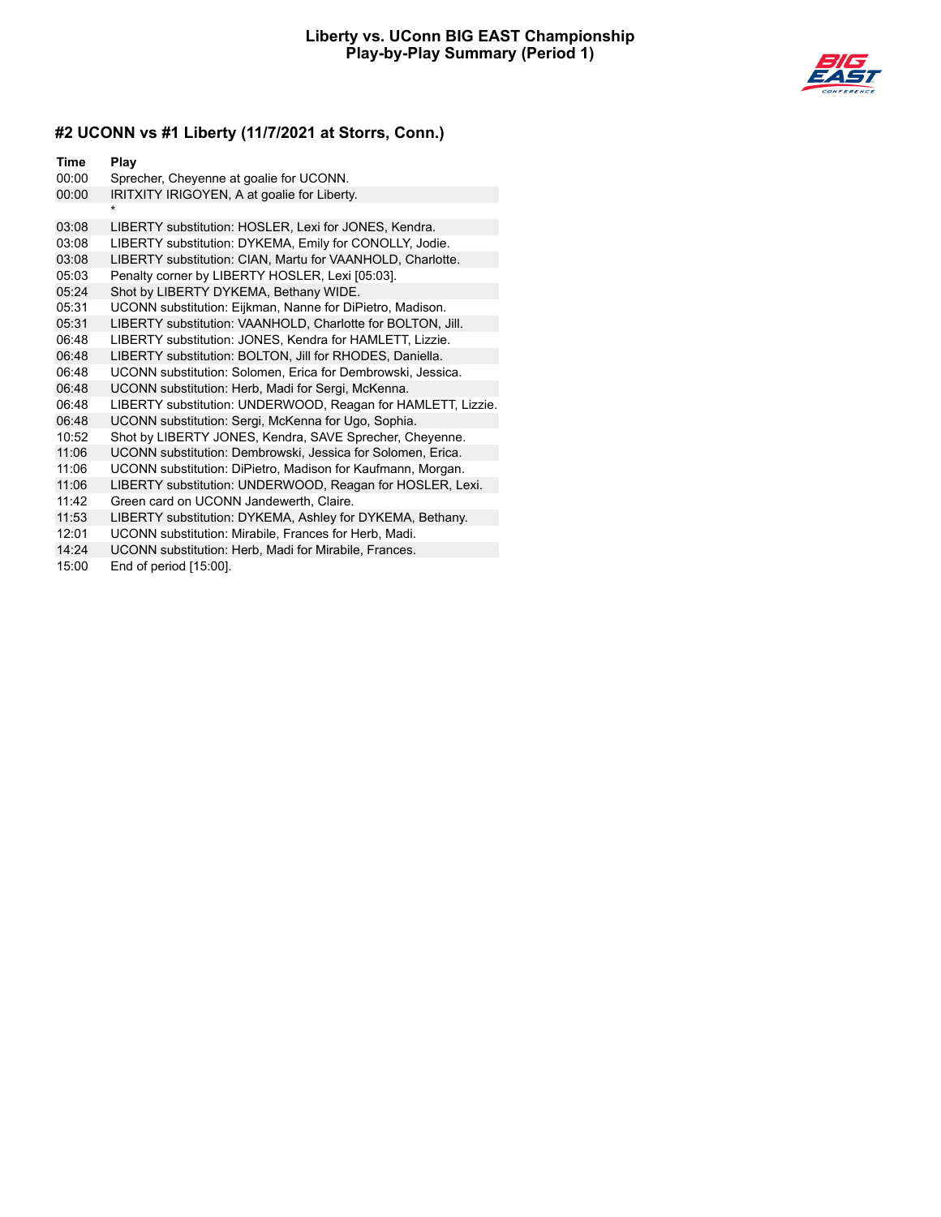**Liberty vs. UConn BIG EAST Championship**
**Play-by-Play Summary (Period 1)**

### #2 UCONN vs #1 Liberty (11/7/2021 at Storrs, Conn.)

| Time | Play |
| --- | --- |
| 00:00 | Sprecher, Cheyenne at goalie for UCONN. |
| 00:00 | IRITXITY IRIGOYEN, A at goalie for Liberty. |
| | * |
| 03:08 | LIBERTY substitution: HOSLER, Lexi for JONES, Kendra. |
| 03:08 | LIBERTY substitution: DYKEMA, Emily for CONOLLY, Jodie. |
| 03:08 | LIBERTY substitution: CIAN, Martu for VAANHOLD, Charlotte. |
| 05:03 | Penalty corner by LIBERTY HOSLER, Lexi [05:03]. |
| 05:24 | Shot by LIBERTY DYKEMA, Bethany WIDE. |
| 05:31 | UCONN substitution: Eijkman, Nanne for DiPietro, Madison. |
| 05:31 | LIBERTY substitution: VAANHOLD, Charlotte for BOLTON, Jill. |
| 06:48 | LIBERTY substitution: JONES, Kendra for HAMLETT, Lizzie. |
| 06:48 | LIBERTY substitution: BOLTON, Jill for RHODES, Daniella. |
| 06:48 | UCONN substitution: Solomen, Erica for Dembrowski, Jessica. |
| 06:48 | UCONN substitution: Herb, Madi for Sergi, McKenna. |
| 06:48 | LIBERTY substitution: UNDERWOOD, Reagan for HAMLETT, Lizzie. |
| 06:48 | UCONN substitution: Sergi, McKenna for Ugo, Sophia. |
| 10:52 | Shot by LIBERTY JONES, Kendra, SAVE Sprecher, Cheyenne. |
| 11:06 | UCONN substitution: Dembrowski, Jessica for Solomen, Erica. |
| 11:06 | UCONN substitution: DiPietro, Madison for Kaufmann, Morgan. |
| 11:06 | LIBERTY substitution: UNDERWOOD, Reagan for HOSLER, Lexi. |
| 11:42 | Green card on UCONN Jandewerth, Claire. |
| 11:53 | LIBERTY substitution: DYKEMA, Ashley for DYKEMA, Bethany. |
| 12:01 | UCONN substitution: Mirabile, Frances for Herb, Madi. |
| 14:24 | UCONN substitution: Herb, Madi for Mirabile, Frances. |
| 15:00 | End of period [15:00]. |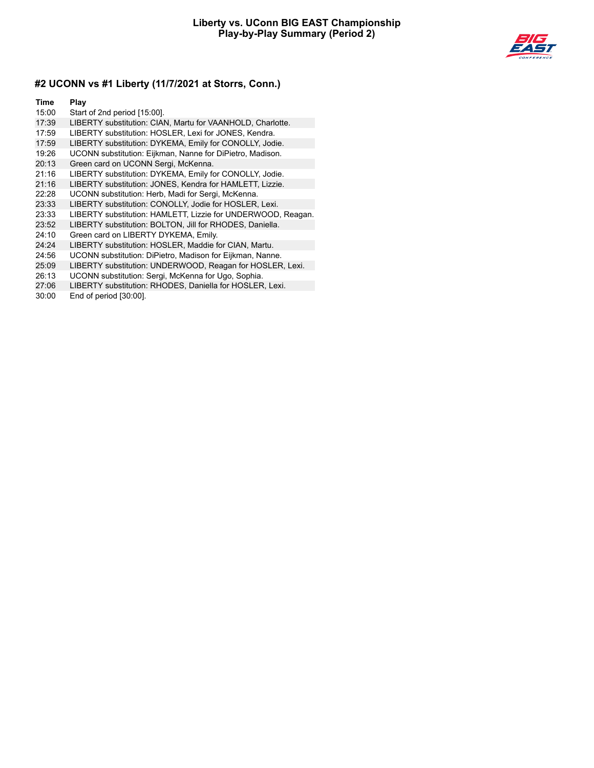**Liberty vs. UConn BIG EAST Championship**
**Play-by-Play Summary (Period 2)**

## #2 UCONN vs #1 Liberty (11/7/2021 at Storrs, Conn.)

| Time | Play |
|---|---|
| 15:00 | Start of 2nd period [15:00]. |
| 17:39 | LIBERTY substitution: CIAN, Martu for VAANHOLD, Charlotte. |
| 17:59 | LIBERTY substitution: HOSLER, Lexi for JONES, Kendra. |
| 17:59 | LIBERTY substitution: DYKEMA, Emily for CONOLLY, Jodie. |
| 19:26 | UCONN substitution: Eijkman, Nanne for DiPietro, Madison. |
| 20:13 | Green card on UCONN Sergi, McKenna. |
| 21:16 | LIBERTY substitution: DYKEMA, Emily for CONOLLY, Jodie. |
| 21:16 | LIBERTY substitution: JONES, Kendra for HAMLETT, Lizzie. |
| 22:28 | UCONN substitution: Herb, Madi for Sergi, McKenna. |
| 23:33 | LIBERTY substitution: CONOLLY, Jodie for HOSLER, Lexi. |
| 23:33 | LIBERTY substitution: HAMLETT, Lizzie for UNDERWOOD, Reagan. |
| 23:52 | LIBERTY substitution: BOLTON, Jill for RHODES, Daniella. |
| 24:10 | Green card on LIBERTY DYKEMA, Emily. |
| 24:24 | LIBERTY substitution: HOSLER, Maddie for CIAN, Martu. |
| 24:56 | UCONN substitution: DiPietro, Madison for Eijkman, Nanne. |
| 25:09 | LIBERTY substitution: UNDERWOOD, Reagan for HOSLER, Lexi. |
| 26:13 | UCONN substitution: Sergi, McKenna for Ugo, Sophia. |
| 27:06 | LIBERTY substitution: RHODES, Daniella for HOSLER, Lexi. |
| 30:00 | End of period [30:00]. |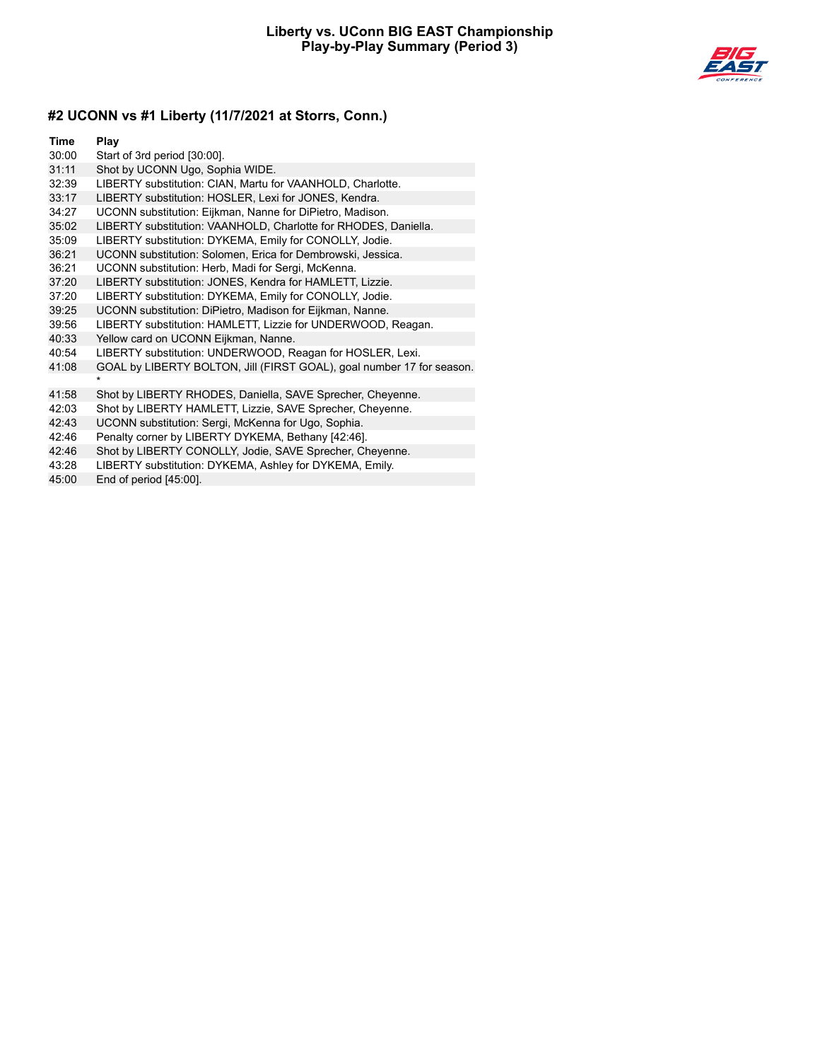# Liberty vs. UConn BIG EAST Championship
## Play-by-Play Summary (Period 3)

### #2 UCONN vs #1 Liberty (11/7/2021 at Storrs, Conn.)

| Time | Play |
|---|---|
| 30:00 | Start of 3rd period [30:00]. |
| 31:11 | Shot by UCONN Ugo, Sophia WIDE. |
| 32:39 | LIBERTY substitution: CIAN, Martu for VAANHOLD, Charlotte. |
| 33:17 | LIBERTY substitution: HOSLER, Lexi for JONES, Kendra. |
| 34:27 | UCONN substitution: Eijkman, Nanne for DiPietro, Madison. |
| 35:02 | LIBERTY substitution: VAANHOLD, Charlotte for RHODES, Daniella. |
| 35:09 | LIBERTY substitution: DYKEMA, Emily for CONOLLY, Jodie. |
| 36:21 | UCONN substitution: Solomen, Erica for Dembrowski, Jessica. |
| 36:21 | UCONN substitution: Herb, Madi for Sergi, McKenna. |
| 37:20 | LIBERTY substitution: JONES, Kendra for HAMLETT, Lizzie. |
| 37:20 | LIBERTY substitution: DYKEMA, Emily for CONOLLY, Jodie. |
| 39:25 | UCONN substitution: DiPietro, Madison for Eijkman, Nanne. |
| 39:56 | LIBERTY substitution: HAMLETT, Lizzie for UNDERWOOD, Reagan. |
| 40:33 | Yellow card on UCONN Eijkman, Nanne. |
| 40:54 | LIBERTY substitution: UNDERWOOD, Reagan for HOSLER, Lexi. |
| 41:08 | GOAL by LIBERTY BOLTON, Jill (FIRST GOAL), goal number 17 for season. * |
| 41:58 | Shot by LIBERTY RHODES, Daniella, SAVE Sprecher, Cheyenne. |
| 42:03 | Shot by LIBERTY HAMLETT, Lizzie, SAVE Sprecher, Cheyenne. |
| 42:43 | UCONN substitution: Sergi, McKenna for Ugo, Sophia. |
| 42:46 | Penalty corner by LIBERTY DYKEMA, Bethany [42:46]. |
| 42:46 | Shot by LIBERTY CONOLLY, Jodie, SAVE Sprecher, Cheyenne. |
| 43:28 | LIBERTY substitution: DYKEMA, Ashley for DYKEMA, Emily. |
| 45:00 | End of period [45:00]. |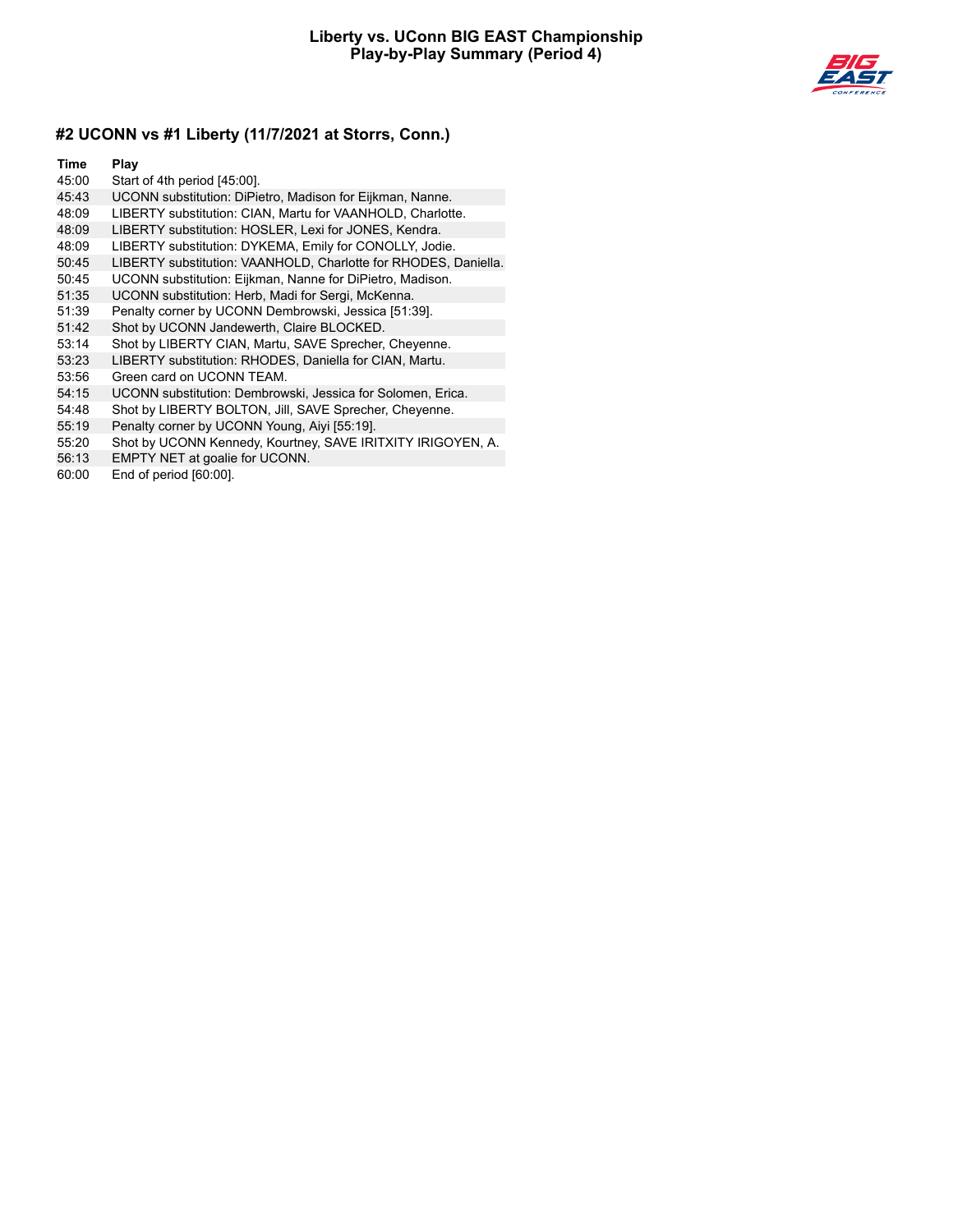# Liberty vs. UConn BIG EAST Championship
# Play-by-Play Summary (Period 4)

## #2 UCONN vs #1 Liberty (11/7/2021 at Storrs, Conn.)

| Time | Play |
|---|---|
| 45:00 | Start of 4th period [45:00]. |
| 45:43 | UCONN substitution: DiPietro, Madison for Eijkman, Nanne. |
| 48:09 | LIBERTY substitution: CIAN, Martu for VAANHOLD, Charlotte. |
| 48:09 | LIBERTY substitution: HOSLER, Lexi for JONES, Kendra. |
| 48:09 | LIBERTY substitution: DYKEMA, Emily for CONOLLY, Jodie. |
| 50:45 | LIBERTY substitution: VAANHOLD, Charlotte for RHODES, Daniella. |
| 50:45 | UCONN substitution: Eijkman, Nanne for DiPietro, Madison. |
| 51:35 | UCONN substitution: Herb, Madi for Sergi, McKenna. |
| 51:39 | Penalty corner by UCONN Dembrowski, Jessica [51:39]. |
| 51:42 | Shot by UCONN Jandewerth, Claire BLOCKED. |
| 53:14 | Shot by LIBERTY CIAN, Martu, SAVE Sprecher, Cheyenne. |
| 53:23 | LIBERTY substitution: RHODES, Daniella for CIAN, Martu. |
| 53:56 | Green card on UCONN TEAM. |
| 54:15 | UCONN substitution: Dembrowski, Jessica for Solomen, Erica. |
| 54:48 | Shot by LIBERTY BOLTON, Jill, SAVE Sprecher, Cheyenne. |
| 55:19 | Penalty corner by UCONN Young, Aiyi [55:19]. |
| 55:20 | Shot by UCONN Kennedy, Kourtney, SAVE IRITXITY IRIGOYEN, A. |
| 56:13 | EMPTY NET at goalie for UCONN. |
| 60:00 | End of period [60:00]. |